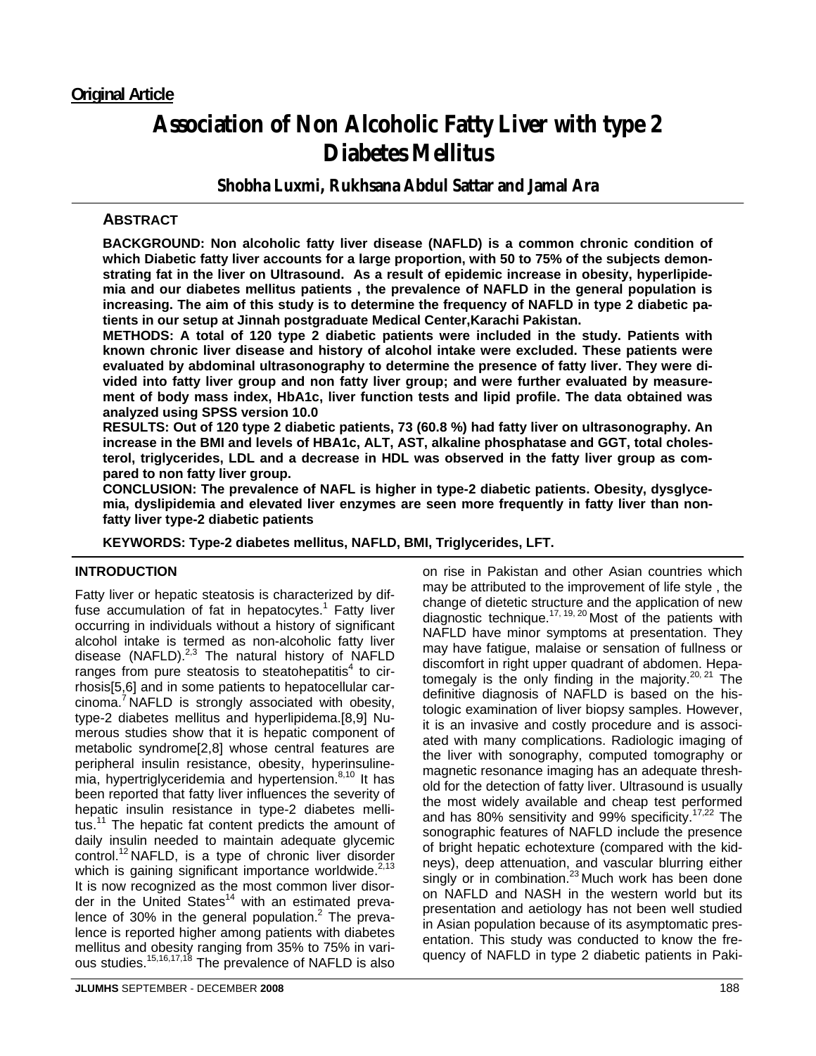**Original Article**

# Association of Non Alcoholic Fatty Liver with type 2 Diabetes Mellitus

**Shobha Luxmi, Rukhsana Abdul Sattar and Jamal Ara**

## ABSTRACT

**BACKGROUND: Non alcoholic fatty liver disease (NAFLD) is a common chronic condition of which Diabetic fatty liver accounts for a large proportion, with 50 to 75% of the subjects demonstrating fat in the liver on Ultrasound. As a result of epidemic increase in obesity, hyperlipidemia and our diabetes mellitus patients , the prevalence of NAFLD in the general population is increasing. The aim of this study is to determine the frequency of NAFLD in type 2 diabetic patients in our setup at Jinnah postgraduate Medical Center,Karachi Pakistan.**

**METHODS: A total of 120 type 2 diabetic patients were included in the study. Patients with known chronic liver disease and history of alcohol intake were excluded. These patients were evaluated by abdominal ultrasonography to determine the presence of fatty liver. They were divided into fatty liver group and non fatty liver group; and were further evaluated by measurement of body mass index, HbA1c, liver function tests and lipid profile. The data obtained was analyzed using SPSS version 10.0**

**RESULTS: Out of 120 type 2 diabetic patients, 73 (60.8 %) had fatty liver on ultrasonography. An increase in the BMI and levels of HBA1c, ALT, AST, alkaline phosphatase and GGT, total cholesterol, triglycerides, LDL and a decrease in HDL was observed in the fatty liver group as compared to non fatty liver group.**

**CONCLUSION: The prevalence of NAFL is higher in type-2 diabetic patients. Obesity, dysglycemia, dyslipidemia and elevated liver enzymes are seen more frequently in fatty liver than non-fatty liver type-2 diabetic patients**

**KEYWORDS: Type-2 diabetes mellitus, NAFLD, BMI, Triglycerides, LFT.**

## INTRODUCTION

Fatty liver or hepatic steatosis is characterized by diffuse accumulation of fat in hepatocytes.[1] Fatty liver occurring in individuals without a history of significant alcohol intake is termed as non-alcoholic fatty liver disease (NAFLD).[2,3] The natural history of NAFLD ranges from pure steatosis to steatohepatitis[4] to cirrhosis[5,6] and in some patients to hepatocellular carcinoma.[7] NAFLD is strongly associated with obesity, type-2 diabetes mellitus and hyperlipidema.[8,9] Numerous studies show that it is hepatic component of metabolic syndrome[2,8] whose central features are peripheral insulin resistance, obesity, hyperinsulinemia, hypertriglyceridemia and hypertension.[8,10] It has been reported that fatty liver influences the severity of hepatic insulin resistance in type-2 diabetes mellitus.[11] The hepatic fat content predicts the amount of daily insulin needed to maintain adequate glycemic control.[12] NAFLD, is a type of chronic liver disorder which is gaining significant importance worldwide.[2,13] It is now recognized as the most common liver disorder in the United States[14] with an estimated prevalence of 30% in the general population.[2] The prevalence is reported higher among patients with diabetes mellitus and obesity ranging from 35% to 75% in various studies.[15,16,17,18] The prevalence of NAFLD is also on rise in Pakistan and other Asian countries which may be attributed to the improvement of life style , the change of dietetic structure and the application of new diagnostic technique.[17, 19, 20] Most of the patients with NAFLD have minor symptoms at presentation. They may have fatigue, malaise or sensation of fullness or discomfort in right upper quadrant of abdomen. Hepatomegaly is the only finding in the majority.[20, 21] The definitive diagnosis of NAFLD is based on the histologic examination of liver biopsy samples. However, it is an invasive and costly procedure and is associated with many complications. Radiologic imaging of the liver with sonography, computed tomography or magnetic resonance imaging has an adequate threshold for the detection of fatty liver. Ultrasound is usually the most widely available and cheap test performed and has 80% sensitivity and 99% specificity.[17,22] The sonographic features of NAFLD include the presence of bright hepatic echotexture (compared with the kidneys), deep attenuation, and vascular blurring either singly or in combination.[23] Much work has been done on NAFLD and NASH in the western world but its presentation and aetiology has not been well studied in Asian population because of its asymptomatic presentation. This study was conducted to know the frequency of NAFLD in type 2 diabetic patients in Paki-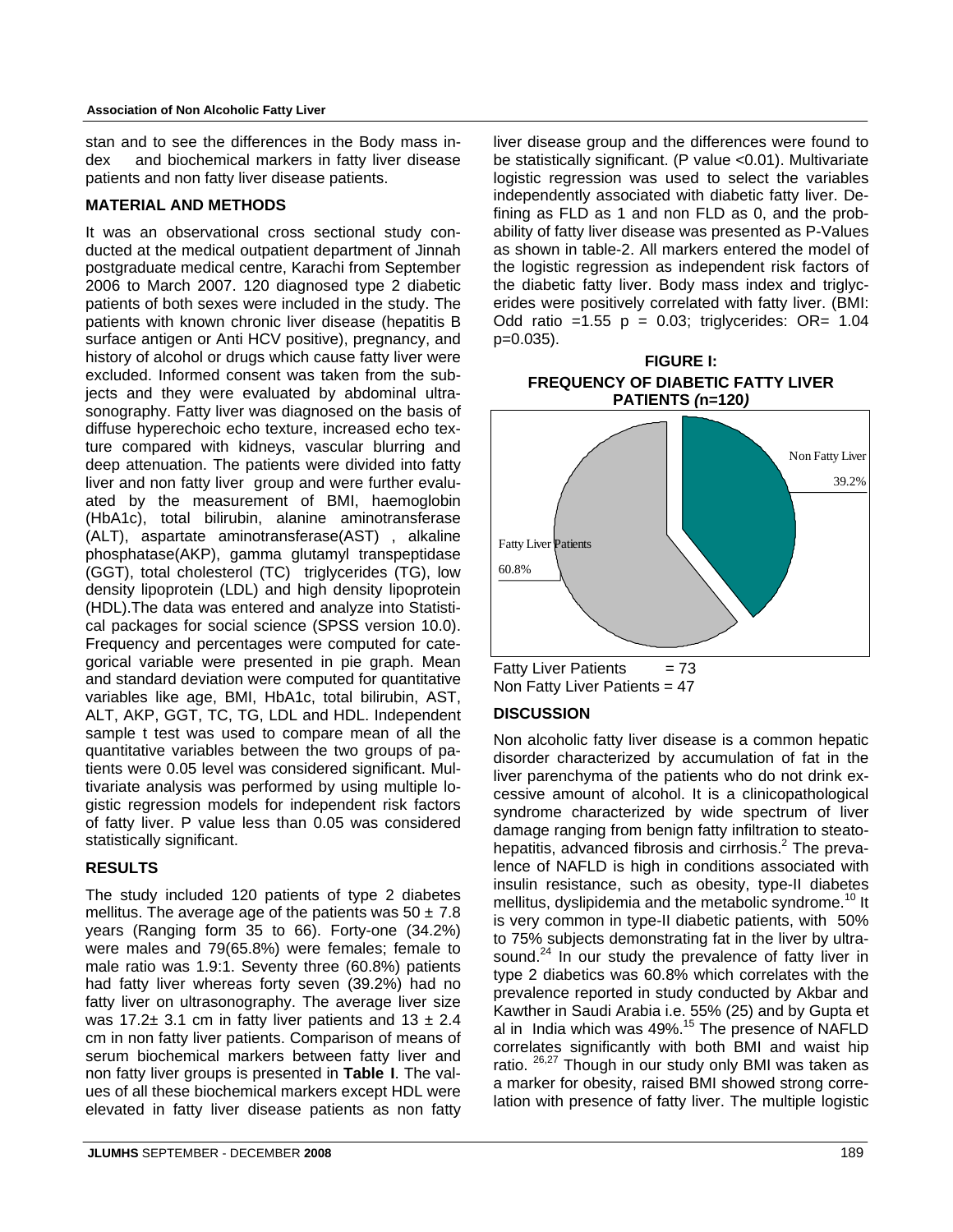stan and to see the differences in the Body mass index and biochemical markers in fatty liver disease patients and non fatty liver disease patients.

## MATERIAL AND METHODS

It was an observational cross sectional study conducted at the medical outpatient department of Jinnah postgraduate medical centre, Karachi from September 2006 to March 2007. 120 diagnosed type 2 diabetic patients of both sexes were included in the study. The patients with known chronic liver disease (hepatitis B surface antigen or Anti HCV positive), pregnancy, and history of alcohol or drugs which cause fatty liver were excluded. Informed consent was taken from the subjects and they were evaluated by abdominal ultrasonography. Fatty liver was diagnosed on the basis of diffuse hyperechoic echo texture, increased echo texture compared with kidneys, vascular blurring and deep attenuation. The patients were divided into fatty liver and non fatty liver group and were further evaluated by the measurement of BMI, haemoglobin (HbA1c), total bilirubin, alanine aminotransferase (ALT), aspartate aminotransferase(AST) , alkaline phosphatase(AKP), gamma glutamyl transpeptidase (GGT), total cholesterol (TC) triglycerides (TG), low density lipoprotein (LDL) and high density lipoprotein (HDL).The data was entered and analyze into Statistical packages for social science (SPSS version 10.0). Frequency and percentages were computed for categorical variable were presented in pie graph. Mean and standard deviation were computed for quantitative variables like age, BMI, HbA1c, total bilirubin, AST, ALT, AKP, GGT, TC, TG, LDL and HDL. Independent sample t test was used to compare mean of all the quantitative variables between the two groups of patients were 0.05 level was considered significant. Multivariate analysis was performed by using multiple logistic regression models for independent risk factors of fatty liver. P value less than 0.05 was considered statistically significant.

## RESULTS

The study included 120 patients of type 2 diabetes mellitus. The average age of the patients was $50 \pm 7.8$ years (Ranging form 35 to 66). Forty-one (34.2%) were males and 79(65.8%) were females; female to male ratio was 1.9:1. Seventy three (60.8%) patients had fatty liver whereas forty seven (39.2%) had no fatty liver on ultrasonography. The average liver size was $17.2 \pm 3.1$ cm in fatty liver patients and $13 \pm 2.4$ cm in non fatty liver patients. Comparison of means of serum biochemical markers between fatty liver and non fatty liver groups is presented in **Table I**. The values of all these biochemical markers except HDL were elevated in fatty liver disease patients as non fatty liver disease group and the differences were found to be statistically significant. (P value <0.01). Multivariate logistic regression was used to select the variables independently associated with diabetic fatty liver. Defining as FLD as 1 and non FLD as 0, and the probability of fatty liver disease was presented as P-Values as shown in table-2. All markers entered the model of the logistic regression as independent risk factors of the diabetic fatty liver. Body mass index and triglycerides were positively correlated with fatty liver. (BMI: Odd ratio =1.55 p = 0.03; triglycerides: OR= 1.04 p=0.035).

**FIGURE I:**
**FREQUENCY OF DIABETIC FATTY LIVER PATIENTS (n=120)**

Non Fatty Liver 39.2%

Fatty Liver Patients 60.8%

Fatty Liver Patients = 73
Non Fatty Liver Patients = 47

## DISCUSSION

Non alcoholic fatty liver disease is a common hepatic disorder characterized by accumulation of fat in the liver parenchyma of the patients who do not drink excessive amount of alcohol. It is a clinicopathological syndrome characterized by wide spectrum of liver damage ranging from benign fatty infiltration to steatohepatitis, advanced fibrosis and cirrhosis.[2] The prevalence of NAFLD is high in conditions associated with insulin resistance, such as obesity, type-II diabetes mellitus, dyslipidemia and the metabolic syndrome.[10] It is very common in type-II diabetic patients, with 50% to 75% subjects demonstrating fat in the liver by ultrasound.[24] In our study the prevalence of fatty liver in type 2 diabetics was 60.8% which correlates with the prevalence reported in study conducted by Akbar and Kawther in Saudi Arabia i.e. 55% (25) and by Gupta et al in India which was 49%.[15] The presence of NAFLD correlates significantly with both BMI and waist hip ratio. [26,27] Though in our study only BMI was taken as a marker for obesity, raised BMI showed strong correlation with presence of fatty liver. The multiple logistic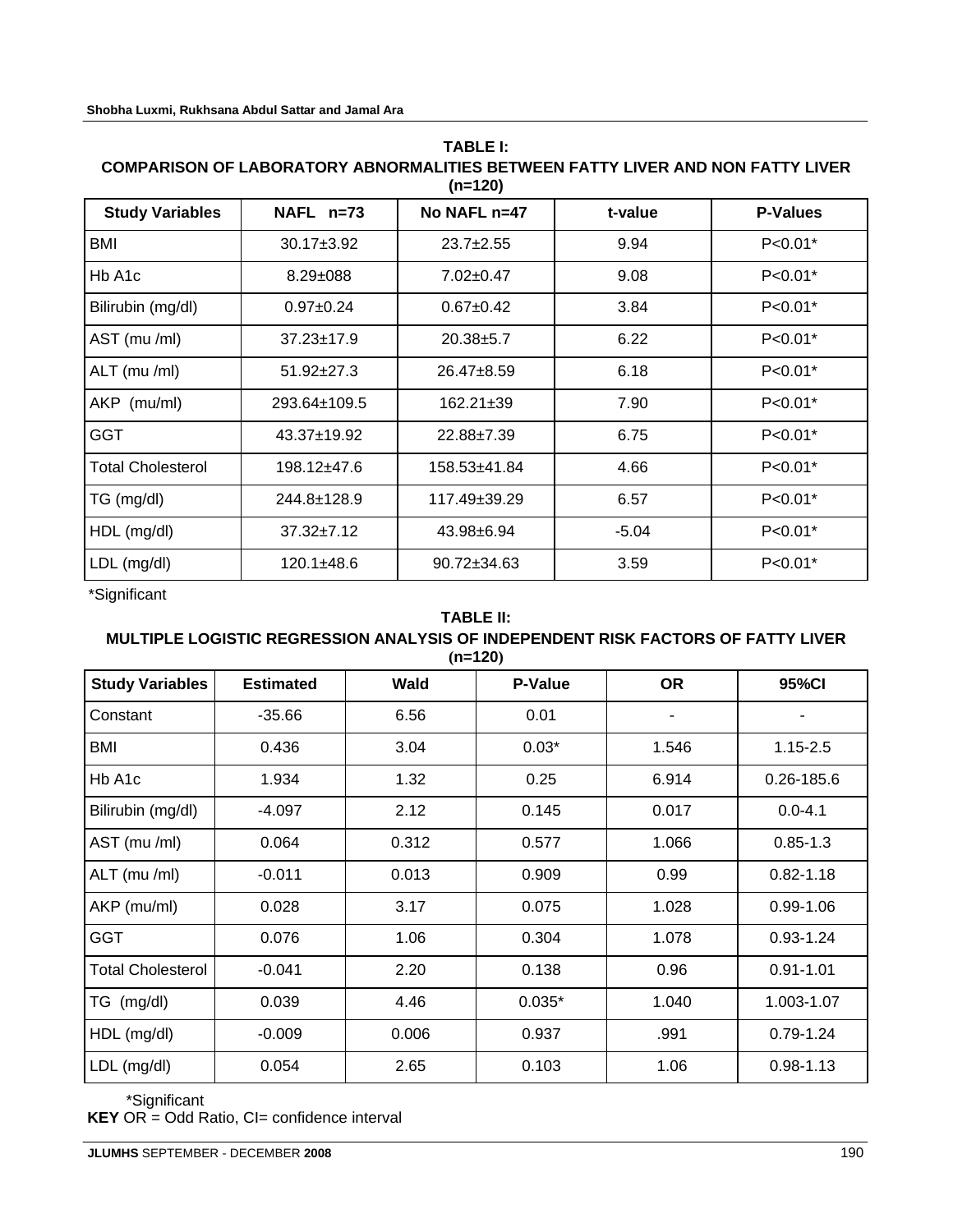**TABLE I:**
**COMPARISON OF LABORATORY ABNORMALITIES BETWEEN FATTY LIVER AND NON FATTY LIVER (n=120)**

| Study Variables | NAFL n=73 | No NAFL n=47 | t-value | P-Values |
|---|---|---|---|---|
| BMI | 30.17±3.92 | 23.7±2.55 | 9.94 | P<0.01* |
| Hb A1c | 8.29±088 | 7.02±0.47 | 9.08 | P<0.01* |
| Bilirubin (mg/dl) | 0.97±0.24 | 0.67±0.42 | 3.84 | P<0.01* |
| AST (mu /ml) | 37.23±17.9 | 20.38±5.7 | 6.22 | P<0.01* |
| ALT (mu /ml) | 51.92±27.3 | 26.47±8.59 | 6.18 | P<0.01* |
| AKP (mu/ml) | 293.64±109.5 | 162.21±39 | 7.90 | P<0.01* |
| GGT | 43.37±19.92 | 22.88±7.39 | 6.75 | P<0.01* |
| Total Cholesterol | 198.12±47.6 | 158.53±41.84 | 4.66 | P<0.01* |
| TG (mg/dl) | 244.8±128.9 | 117.49±39.29 | 6.57 | P<0.01* |
| HDL (mg/dl) | 37.32±7.12 | 43.98±6.94 | -5.04 | P<0.01* |
| LDL (mg/dl) | 120.1±48.6 | 90.72±34.63 | 3.59 | P<0.01* |

*Significant

**TABLE II:**
**MULTIPLE LOGISTIC REGRESSION ANALYSIS OF INDEPENDENT RISK FACTORS OF FATTY LIVER (n=120)**

| Study Variables | Estimated | Wald | P-Value | OR | 95%CI |
|---|---|---|---|---|---|
| Constant | -35.66 | 6.56 | 0.01 | - | - |
| BMI | 0.436 | 3.04 | 0.03* | 1.546 | 1.15-2.5 |
| Hb A1c | 1.934 | 1.32 | 0.25 | 6.914 | 0.26-185.6 |
| Bilirubin (mg/dl) | -4.097 | 2.12 | 0.145 | 0.017 | 0.0-4.1 |
| AST (mu /ml) | 0.064 | 0.312 | 0.577 | 1.066 | 0.85-1.3 |
| ALT (mu /ml) | -0.011 | 0.013 | 0.909 | 0.99 | 0.82-1.18 |
| AKP (mu/ml) | 0.028 | 3.17 | 0.075 | 1.028 | 0.99-1.06 |
| GGT | 0.076 | 1.06 | 0.304 | 1.078 | 0.93-1.24 |
| Total Cholesterol | -0.041 | 2.20 | 0.138 | 0.96 | 0.91-1.01 |
| TG (mg/dl) | 0.039 | 4.46 | 0.035* | 1.040 | 1.003-1.07 |
| HDL (mg/dl) | -0.009 | 0.006 | 0.937 | .991 | 0.79-1.24 |
| LDL (mg/dl) | 0.054 | 2.65 | 0.103 | 1.06 | 0.98-1.13 |

*Significant

**KEY** OR = Odd Ratio, CI= confidence interval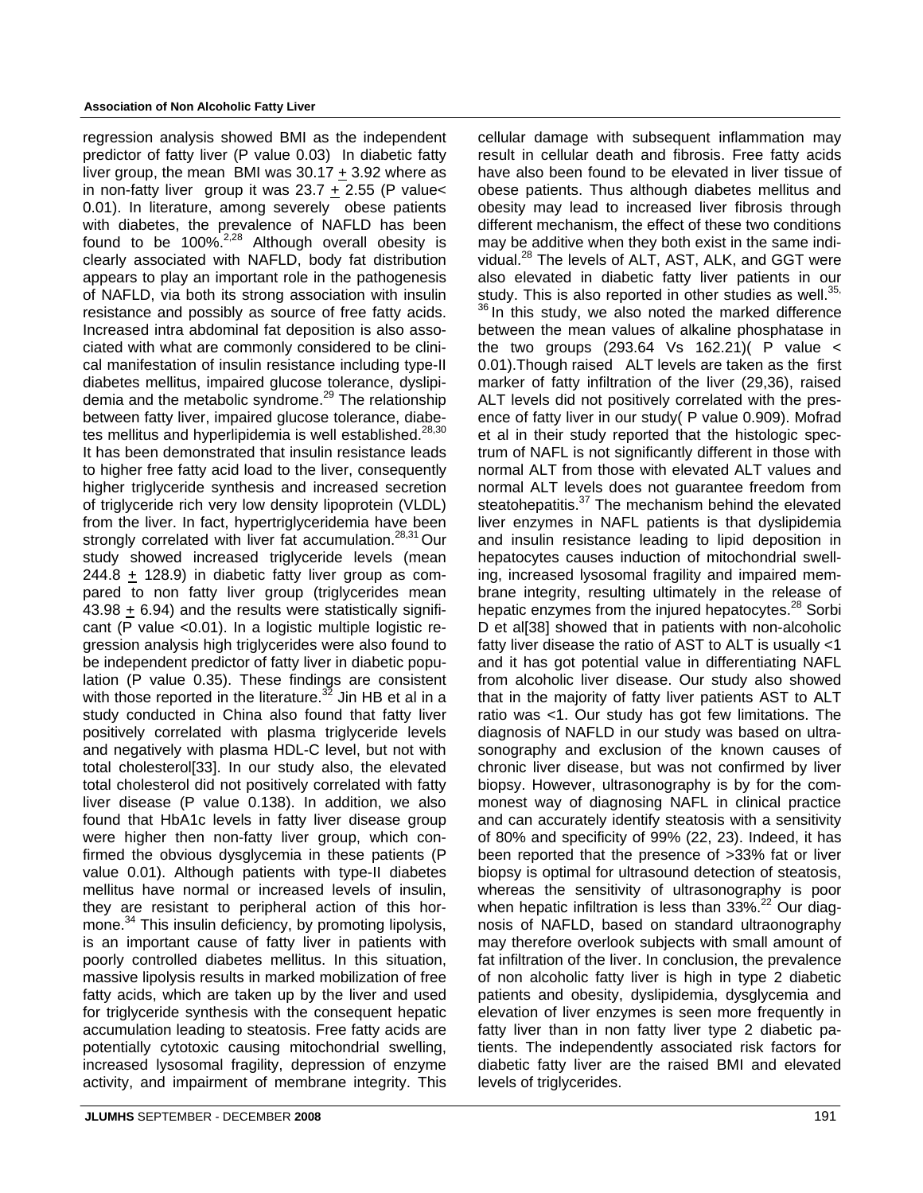regression analysis showed BMI as the independent predictor of fatty liver (P value 0.03) In diabetic fatty liver group, the mean BMI was 30.17 $\pm$ 3.92 where as in non-fatty liver group it was 23.7 $\pm$ 2.55 (P value< 0.01). In literature, among severely obese patients with diabetes, the prevalence of NAFLD has been found to be 100%.[2,28] Although overall obesity is clearly associated with NAFLD, body fat distribution appears to play an important role in the pathogenesis of NAFLD, via both its strong association with insulin resistance and possibly as source of free fatty acids. Increased intra abdominal fat deposition is also associated with what are commonly considered to be clinical manifestation of insulin resistance including type-II diabetes mellitus, impaired glucose tolerance, dyslipidemia and the metabolic syndrome.[29] The relationship between fatty liver, impaired glucose tolerance, diabetes mellitus and hyperlipidemia is well established.[28,30] It has been demonstrated that insulin resistance leads to higher free fatty acid load to the liver, consequently higher triglyceride synthesis and increased secretion of triglyceride rich very low density lipoprotein (VLDL) from the liver. In fact, hypertriglyceridemia have been strongly correlated with liver fat accumulation.[28,31] Our study showed increased triglyceride levels (mean 244.8 $\pm$ 128.9) in diabetic fatty liver group as compared to non fatty liver group (triglycerides mean 43.98 $\pm$ 6.94) and the results were statistically significant (P value <0.01). In a logistic multiple logistic regression analysis high triglycerides were also found to be independent predictor of fatty liver in diabetic population (P value 0.35). These findings are consistent with those reported in the literature.[32] Jin HB et al in a study conducted in China also found that fatty liver positively correlated with plasma triglyceride levels and negatively with plasma HDL-C level, but not with total cholesterol[33]. In our study also, the elevated total cholesterol did not positively correlated with fatty liver disease (P value 0.138). In addition, we also found that HbA1c levels in fatty liver disease group were higher then non-fatty liver group, which confirmed the obvious dysglycemia in these patients (P value 0.01). Although patients with type-II diabetes mellitus have normal or increased levels of insulin, they are resistant to peripheral action of this hormone.[34] This insulin deficiency, by promoting lipolysis, is an important cause of fatty liver in patients with poorly controlled diabetes mellitus. In this situation, massive lipolysis results in marked mobilization of free fatty acids, which are taken up by the liver and used for triglyceride synthesis with the consequent hepatic accumulation leading to steatosis. Free fatty acids are potentially cytotoxic causing mitochondrial swelling, increased lysosomal fragility, depression of enzyme activity, and impairment of membrane integrity. This cellular damage with subsequent inflammation may result in cellular death and fibrosis. Free fatty acids have also been found to be elevated in liver tissue of obese patients. Thus although diabetes mellitus and obesity may lead to increased liver fibrosis through different mechanism, the effect of these two conditions may be additive when they both exist in the same individual.[28] The levels of ALT, AST, ALK, and GGT were also elevated in diabetic fatty liver patients in our study. This is also reported in other studies as well.[35, 36] In this study, we also noted the marked difference between the mean values of alkaline phosphatase in the two groups (293.64 Vs 162.21)( P value < 0.01).Though raised ALT levels are taken as the first marker of fatty infiltration of the liver (29,36), raised ALT levels did not positively correlated with the presence of fatty liver in our study( P value 0.909). Mofrad et al in their study reported that the histologic spectrum of NAFL is not significantly different in those with normal ALT from those with elevated ALT values and normal ALT levels does not guarantee freedom from steatohepatitis.[37] The mechanism behind the elevated liver enzymes in NAFL patients is that dyslipidemia and insulin resistance leading to lipid deposition in hepatocytes causes induction of mitochondrial swelling, increased lysosomal fragility and impaired membrane integrity, resulting ultimately in the release of hepatic enzymes from the injured hepatocytes.[28] Sorbi D et al[38] showed that in patients with non-alcoholic fatty liver disease the ratio of AST to ALT is usually <1 and it has got potential value in differentiating NAFL from alcoholic liver disease. Our study also showed that in the majority of fatty liver patients AST to ALT ratio was <1. Our study has got few limitations. The diagnosis of NAFLD in our study was based on ultrasonography and exclusion of the known causes of chronic liver disease, but was not confirmed by liver biopsy. However, ultrasonography is by for the commonest way of diagnosing NAFL in clinical practice and can accurately identify steatosis with a sensitivity of 80% and specificity of 99% (22, 23). Indeed, it has been reported that the presence of >33% fat or liver biopsy is optimal for ultrasound detection of steatosis, whereas the sensitivity of ultrasonography is poor when hepatic infiltration is less than 33%.[22] Our diagnosis of NAFLD, based on standard ultraonography may therefore overlook subjects with small amount of fat infiltration of the liver. In conclusion, the prevalence of non alcoholic fatty liver is high in type 2 diabetic patients and obesity, dyslipidemia, dysglycemia and elevation of liver enzymes is seen more frequently in fatty liver than in non fatty liver type 2 diabetic patients. The independently associated risk factors for diabetic fatty liver are the raised BMI and elevated levels of triglycerides.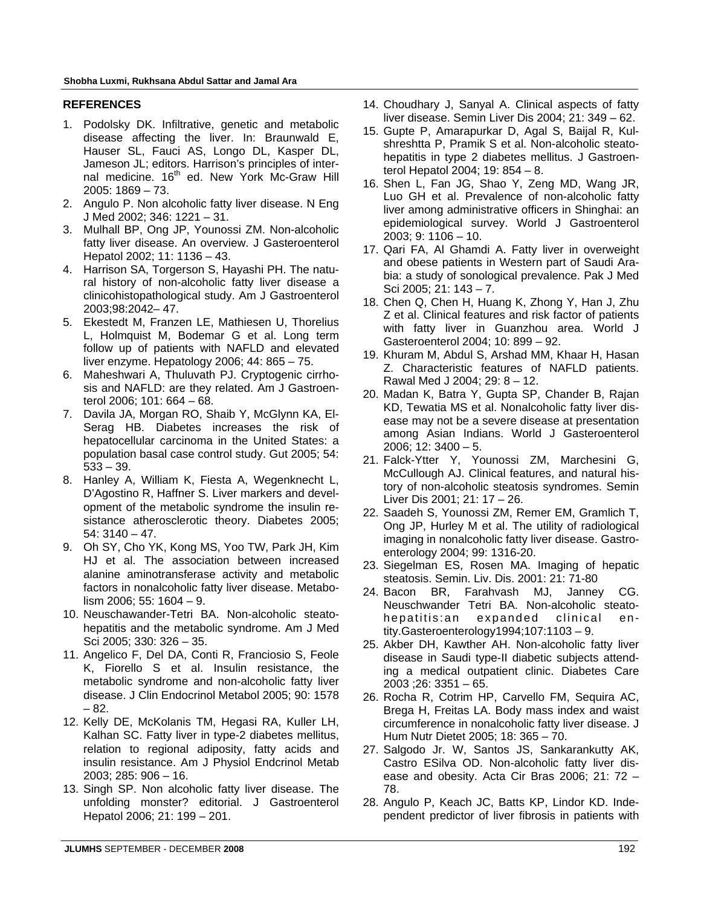## REFERENCES

1. Podolsky DK. Infiltrative, genetic and metabolic disease affecting the liver. In: Braunwald E, Hauser SL, Fauci AS, Longo DL, Kasper DL, Jameson JL; editors. Harrison's principles of internal medicine. 16th ed. New York Mc-Graw Hill 2005: 1869 – 73.
2. Angulo P. Non alcoholic fatty liver disease. N Eng J Med 2002; 346: 1221 – 31.
3. Mulhall BP, Ong JP, Younossi ZM. Non-alcoholic fatty liver disease. An overview. J Gasteroenterol Hepatol 2002; 11: 1136 – 43.
4. Harrison SA, Torgerson S, Hayashi PH. The natural history of non-alcoholic fatty liver disease a clinicohistopathological study. Am J Gastroenterol 2003;98:2042– 47.
5. Ekestedt M, Franzen LE, Mathiesen U, Thorelius L, Holmquist M, Bodemar G et al. Long term follow up of patients with NAFLD and elevated liver enzyme. Hepatology 2006; 44: 865 – 75.
6. Maheshwari A, Thuluvath PJ. Cryptogenic cirrhosis and NAFLD: are they related. Am J Gastroenterol 2006; 101: 664 – 68.
7. Davila JA, Morgan RO, Shaib Y, McGlynn KA, El-Serag HB. Diabetes increases the risk of hepatocellular carcinoma in the United States: a population basal case control study. Gut 2005; 54: 533 – 39.
8. Hanley A, William K, Fiesta A, Wegenknecht L, D'Agostino R, Haffner S. Liver markers and development of the metabolic syndrome the insulin resistance atherosclerotic theory. Diabetes 2005; 54: 3140 – 47.
9. Oh SY, Cho YK, Kong MS, Yoo TW, Park JH, Kim HJ et al. The association between increased alanine aminotransferase activity and metabolic factors in nonalcoholic fatty liver disease. Metabolism 2006; 55: 1604 – 9.
10. Neuschawander-Tetri BA. Non-alcoholic steatohepatitis and the metabolic syndrome. Am J Med Sci 2005; 330: 326 – 35.
11. Angelico F, Del DA, Conti R, Franciosio S, Feole K, Fiorello S et al. Insulin resistance, the metabolic syndrome and non-alcoholic fatty liver disease. J Clin Endocrinol Metabol 2005; 90: 1578 – 82.
12. Kelly DE, McKolanis TM, Hegasi RA, Kuller LH, Kalhan SC. Fatty liver in type-2 diabetes mellitus, relation to regional adiposity, fatty acids and insulin resistance. Am J Physiol Endcrinol Metab 2003; 285: 906 – 16.
13. Singh SP. Non alcoholic fatty liver disease. The unfolding monster? editorial. J Gastroenterol Hepatol 2006; 21: 199 – 201.
14. Choudhary J, Sanyal A. Clinical aspects of fatty liver disease. Semin Liver Dis 2004; 21: 349 – 62.
15. Gupte P, Amarapurkar D, Agal S, Baijal R, Kulshreshtta P, Pramik S et al. Non-alcoholic steatohepatitis in type 2 diabetes mellitus. J Gastroenterol Hepatol 2004; 19: 854 – 8.
16. Shen L, Fan JG, Shao Y, Zeng MD, Wang JR, Luo GH et al. Prevalence of non-alcoholic fatty liver among administrative officers in Shinghai: an epidemiological survey. World J Gastroenterol 2003; 9: 1106 – 10.
17. Qari FA, Al Ghamdi A. Fatty liver in overweight and obese patients in Western part of Saudi Arabia: a study of sonological prevalence. Pak J Med Sci 2005; 21: 143 – 7.
18. Chen Q, Chen H, Huang K, Zhong Y, Han J, Zhu Z et al. Clinical features and risk factor of patients with fatty liver in Guanzhou area. World J Gasteroenterol 2004; 10: 899 – 92.
19. Khuram M, Abdul S, Arshad MM, Khaar H, Hasan Z. Characteristic features of NAFLD patients. Rawal Med J 2004; 29: 8 – 12.
20. Madan K, Batra Y, Gupta SP, Chander B, Rajan KD, Tewatia MS et al. Nonalcoholic fatty liver disease may not be a severe disease at presentation among Asian Indians. World J Gasteroenterol 2006; 12: 3400 – 5.
21. Falck-Ytter Y, Younossi ZM, Marchesini G, McCullough AJ. Clinical features, and natural history of non-alcoholic steatosis syndromes. Semin Liver Dis 2001; 21: 17 – 26.
22. Saadeh S, Younossi ZM, Remer EM, Gramlich T, Ong JP, Hurley M et al. The utility of radiological imaging in nonalcoholic fatty liver disease. Gastroenterology 2004; 99: 1316-20.
23. Siegelman ES, Rosen MA. Imaging of hepatic steatosis. Semin. Liv. Dis. 2001: 21: 71-80
24. Bacon BR, Farahvash MJ, Janney CG. Neuschwander Tetri BA. Non-alcoholic steatohepatitis:an expanded clinical entity.Gasteroenterology1994;107:1103 – 9.
25. Akber DH, Kawther AH. Non-alcoholic fatty liver disease in Saudi type-II diabetic subjects attending a medical outpatient clinic. Diabetes Care 2003 ;26: 3351 – 65.
26. Rocha R, Cotrim HP, Carvello FM, Sequira AC, Brega H, Freitas LA. Body mass index and waist circumference in nonalcoholic fatty liver disease. J Hum Nutr Dietet 2005; 18: 365 – 70.
27. Salgodo Jr. W, Santos JS, Sankarankutty AK, Castro ESilva OD. Non-alcoholic fatty liver disease and obesity. Acta Cir Bras 2006; 21: 72 – 78.
28. Angulo P, Keach JC, Batts KP, Lindor KD. Independent predictor of liver fibrosis in patients with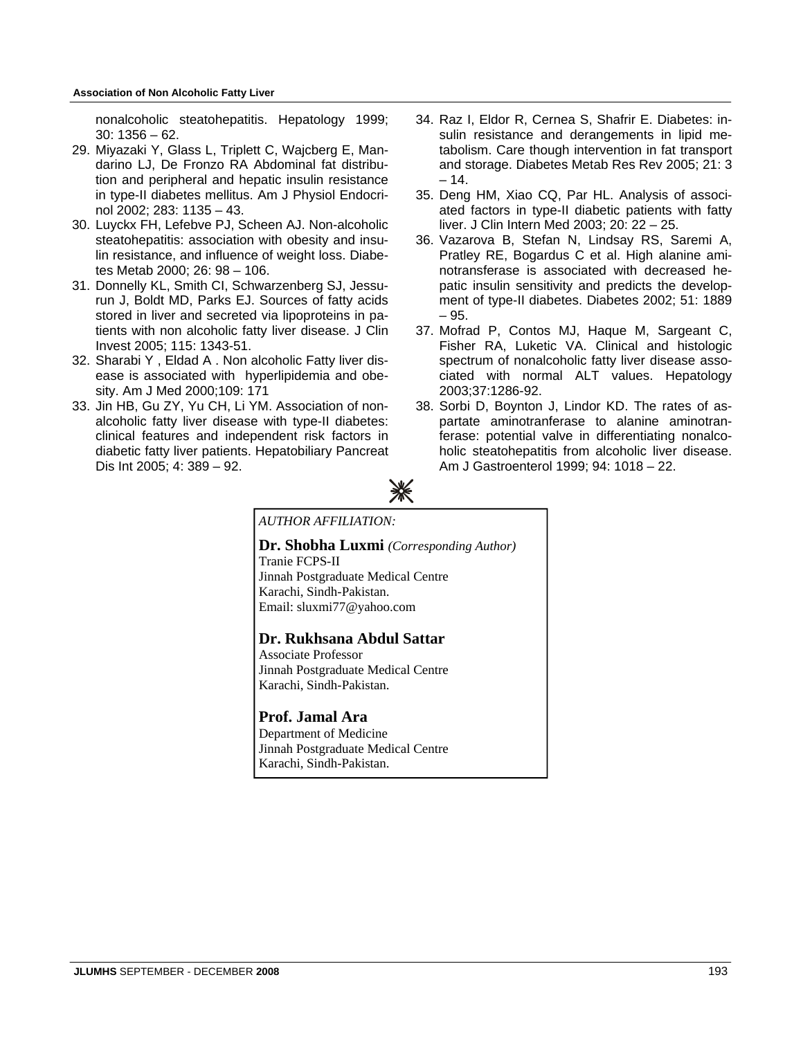nonalcoholic steatohepatitis. Hepatology 1999; 30: 1356 – 62.

29. Miyazaki Y, Glass L, Triplett C, Wajcberg E, Mandarino LJ, De Fronzo RA Abdominal fat distribution and peripheral and hepatic insulin resistance in type-II diabetes mellitus. Am J Physiol Endocrinol 2002; 283: 1135 – 43.
30. Luyckx FH, Lefebve PJ, Scheen AJ. Non-alcoholic steatohepatitis: association with obesity and insulin resistance, and influence of weight loss. Diabetes Metab 2000; 26: 98 – 106.
31. Donnelly KL, Smith CI, Schwarzenberg SJ, Jessurun J, Boldt MD, Parks EJ. Sources of fatty acids stored in liver and secreted via lipoproteins in patients with non alcoholic fatty liver disease. J Clin Invest 2005; 115: 1343-51.
32. Sharabi Y , Eldad A . Non alcoholic Fatty liver disease is associated with hyperlipidemia and obesity. Am J Med 2000;109: 171
33. Jin HB, Gu ZY, Yu CH, Li YM. Association of nonalcoholic fatty liver disease with type-II diabetes: clinical features and independent risk factors in diabetic fatty liver patients. Hepatobiliary Pancreat Dis Int 2005; 4: 389 – 92.
34. Raz I, Eldor R, Cernea S, Shafrir E. Diabetes: insulin resistance and derangements in lipid metabolism. Care though intervention in fat transport and storage. Diabetes Metab Res Rev 2005; 21: 3 – 14.
35. Deng HM, Xiao CQ, Par HL. Analysis of associated factors in type-II diabetic patients with fatty liver. J Clin Intern Med 2003; 20: 22 – 25.
36. Vazarova B, Stefan N, Lindsay RS, Saremi A, Pratley RE, Bogardus C et al. High alanine aminotransferase is associated with decreased hepatic insulin sensitivity and predicts the development of type-II diabetes. Diabetes 2002; 51: 1889 – 95.
37. Mofrad P, Contos MJ, Haque M, Sargeant C, Fisher RA, Luketic VA. Clinical and histologic spectrum of nonalcoholic fatty liver disease associated with normal ALT values. Hepatology 2003;37:1286-92.
38. Sorbi D, Boynton J, Lindor KD. The rates of aspartate aminotranferase to alanine aminotranferase: potential valve in differentiating nonalcoholic steatohepatitis from alcoholic liver disease. Am J Gastroenterol 1999; 94: 1018 – 22.

*AUTHOR AFFILIATION:*

**Dr. Shobha Luxmi** *(Corresponding Author)*
Tranie FCPS-II
Jinnah Postgraduate Medical Centre
Karachi, Sindh-Pakistan.
Email: sluxmi77@yahoo.com

**Dr. Rukhsana Abdul Sattar**
Associate Professor
Jinnah Postgraduate Medical Centre
Karachi, Sindh-Pakistan.

**Prof. Jamal Ara**
Department of Medicine
Jinnah Postgraduate Medical Centre
Karachi, Sindh-Pakistan.